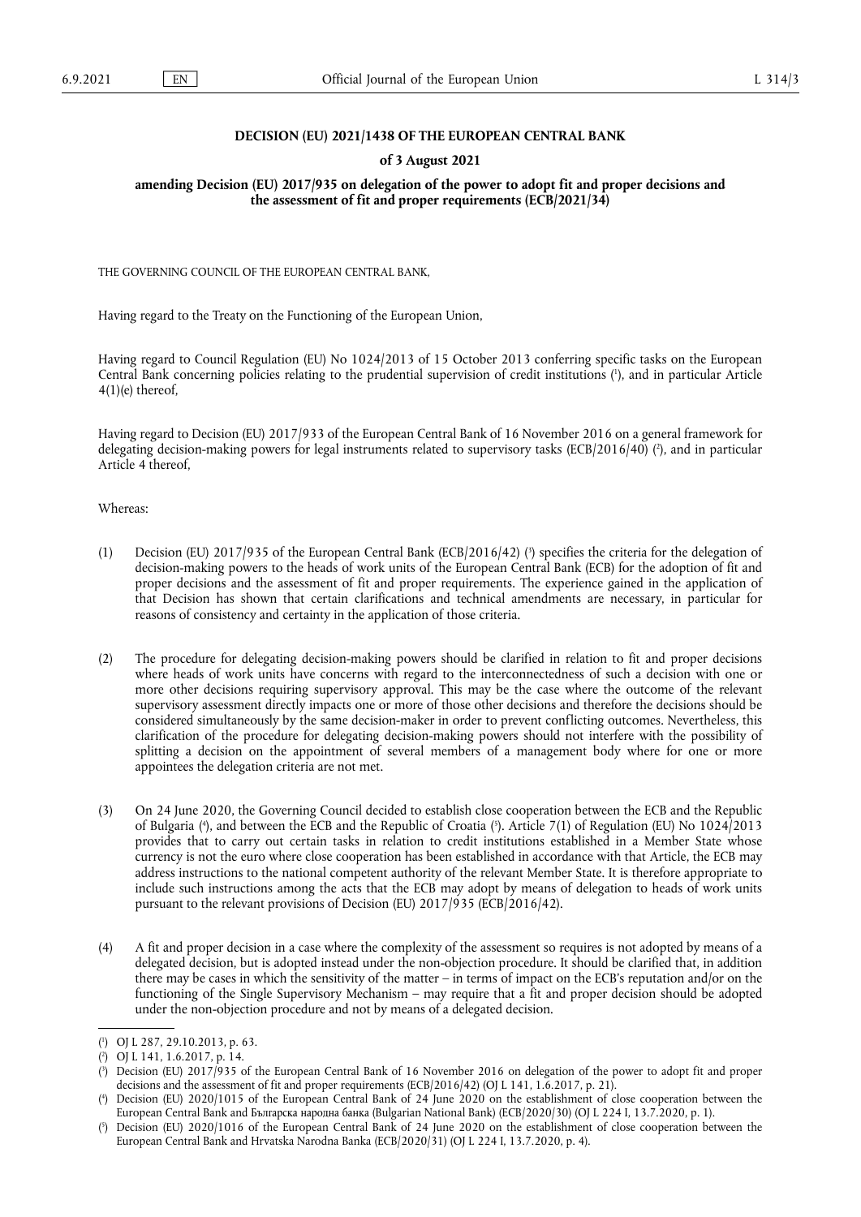**DECISION (EU) 2021/1438 OF THE EUROPEAN CENTRAL BANK**

**of 3 August 2021**

**amending Decision (EU) 2017/935 on delegation of the power to adopt fit and proper decisions and the assessment of fit and proper requirements (ECB/2021/34)**

THE GOVERNING COUNCIL OF THE EUROPEAN CENTRAL BANK,

Having regard to the Treaty on the Functioning of the European Union,

Having regard to Council Regulation (EU) No 1024/2013 of 15 October 2013 conferring specific tasks on the European Central Bank concerning policies relating to the prudential supervision of credit institutions [1], and in particular Article 4(1)(e) thereof,

Having regard to Decision (EU) 2017/933 of the European Central Bank of 16 November 2016 on a general framework for delegating decision-making powers for legal instruments related to supervisory tasks (ECB/2016/40) [2], and in particular Article 4 thereof,

Whereas:

(1) Decision (EU) 2017/935 of the European Central Bank (ECB/2016/42) [3] specifies the criteria for the delegation of decision-making powers to the heads of work units of the European Central Bank (ECB) for the adoption of fit and proper decisions and the assessment of fit and proper requirements. The experience gained in the application of that Decision has shown that certain clarifications and technical amendments are necessary, in particular for reasons of consistency and certainty in the application of those criteria.

(2) The procedure for delegating decision-making powers should be clarified in relation to fit and proper decisions where heads of work units have concerns with regard to the interconnectedness of such a decision with one or more other decisions requiring supervisory approval. This may be the case where the outcome of the relevant supervisory assessment directly impacts one or more of those other decisions and therefore the decisions should be considered simultaneously by the same decision-maker in order to prevent conflicting outcomes. Nevertheless, this clarification of the procedure for delegating decision-making powers should not interfere with the possibility of splitting a decision on the appointment of several members of a management body where for one or more appointees the delegation criteria are not met.

(3) On 24 June 2020, the Governing Council decided to establish close cooperation between the ECB and the Republic of Bulgaria [4], and between the ECB and the Republic of Croatia [5]. Article 7(1) of Regulation (EU) No 1024/2013 provides that to carry out certain tasks in relation to credit institutions established in a Member State whose currency is not the euro where close cooperation has been established in accordance with that Article, the ECB may address instructions to the national competent authority of the relevant Member State. It is therefore appropriate to include such instructions among the acts that the ECB may adopt by means of delegation to heads of work units pursuant to the relevant provisions of Decision (EU) 2017/935 (ECB/2016/42).

(4) A fit and proper decision in a case where the complexity of the assessment so requires is not adopted by means of a delegated decision, but is adopted instead under the non-objection procedure. It should be clarified that, in addition there may be cases in which the sensitivity of the matter – in terms of impact on the ECB's reputation and/or on the functioning of the Single Supervisory Mechanism – may require that a fit and proper decision should be adopted under the non-objection procedure and not by means of a delegated decision.

---

[1] OJ L 287, 29.10.2013, p. 63.

[2] OJ L 141, 1.6.2017, p. 14.

[3] Decision (EU) 2017/935 of the European Central Bank of 16 November 2016 on delegation of the power to adopt fit and proper decisions and the assessment of fit and proper requirements (ECB/2016/42) (OJ L 141, 1.6.2017, p. 21).

[4] Decision (EU) 2020/1015 of the European Central Bank of 24 June 2020 on the establishment of close cooperation between the European Central Bank and Българска народна банка (Bulgarian National Bank) (ECB/2020/30) (OJ L 224 I, 13.7.2020, p. 1).

[5] Decision (EU) 2020/1016 of the European Central Bank of 24 June 2020 on the establishment of close cooperation between the European Central Bank and Hrvatska Narodna Banka (ECB/2020/31) (OJ L 224 I, 13.7.2020, p. 4).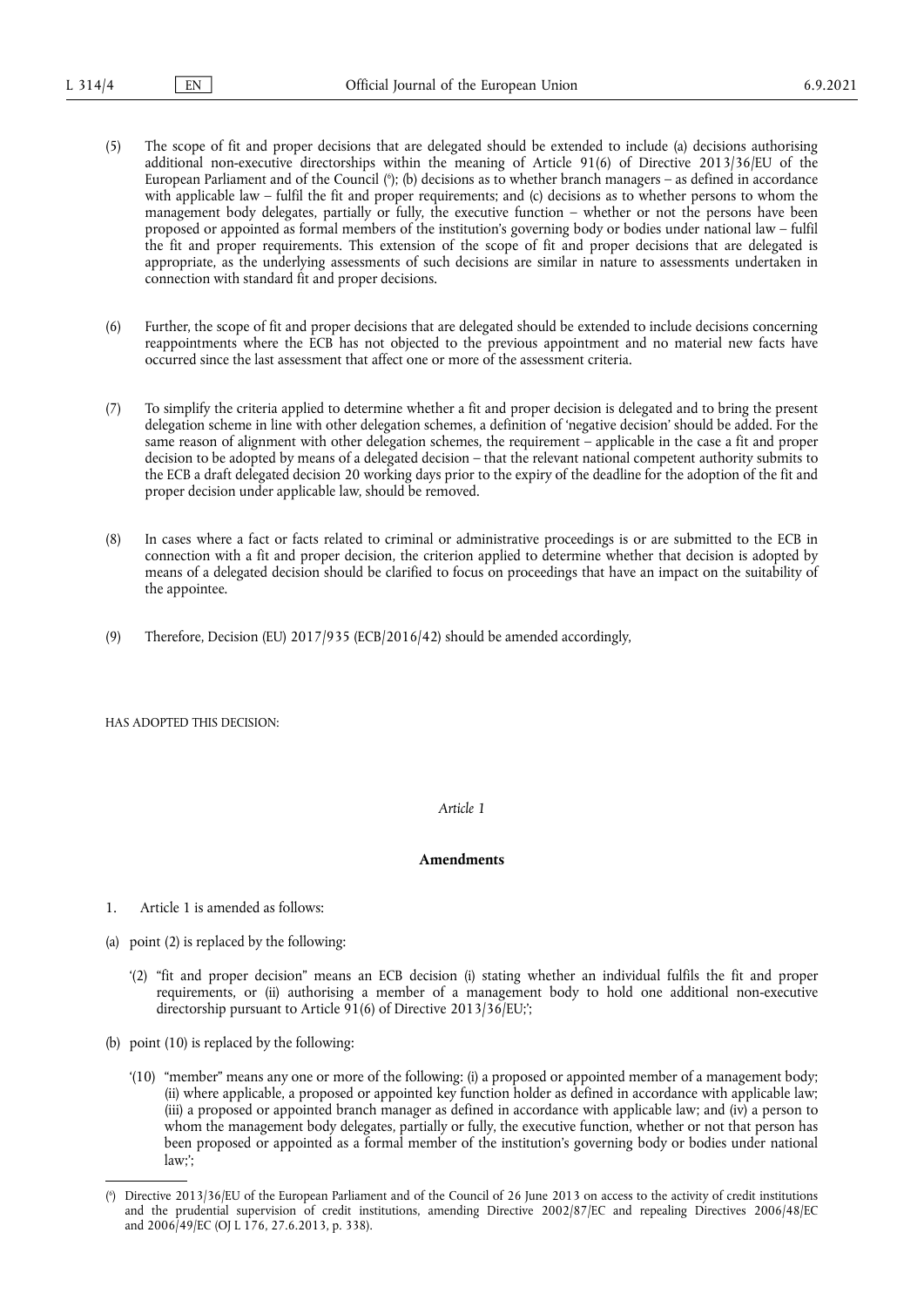(5) The scope of fit and proper decisions that are delegated should be extended to include (a) decisions authorising additional non-executive directorships within the meaning of Article 91(6) of Directive 2013/36/EU of the European Parliament and of the Council ([6]); (b) decisions as to whether branch managers – as defined in accordance with applicable law – fulfil the fit and proper requirements; and (c) decisions as to whether persons to whom the management body delegates, partially or fully, the executive function – whether or not the persons have been proposed or appointed as formal members of the institution's governing body or bodies under national law – fulfil the fit and proper requirements. This extension of the scope of fit and proper decisions that are delegated is appropriate, as the underlying assessments of such decisions are similar in nature to assessments undertaken in connection with standard fit and proper decisions.

(6) Further, the scope of fit and proper decisions that are delegated should be extended to include decisions concerning reappointments where the ECB has not objected to the previous appointment and no material new facts have occurred since the last assessment that affect one or more of the assessment criteria.

(7) To simplify the criteria applied to determine whether a fit and proper decision is delegated and to bring the present delegation scheme in line with other delegation schemes, a definition of 'negative decision' should be added. For the same reason of alignment with other delegation schemes, the requirement – applicable in the case a fit and proper decision to be adopted by means of a delegated decision – that the relevant national competent authority submits to the ECB a draft delegated decision 20 working days prior to the expiry of the deadline for the adoption of the fit and proper decision under applicable law, should be removed.

(8) In cases where a fact or facts related to criminal or administrative proceedings is or are submitted to the ECB in connection with a fit and proper decision, the criterion applied to determine whether that decision is adopted by means of a delegated decision should be clarified to focus on proceedings that have an impact on the suitability of the appointee.

(9) Therefore, Decision (EU) 2017/935 (ECB/2016/42) should be amended accordingly,

HAS ADOPTED THIS DECISION:

*Article 1*

**Amendments**

1. Article 1 is amended as follows:

(a) point (2) is replaced by the following:

'(2) "fit and proper decision" means an ECB decision (i) stating whether an individual fulfils the fit and proper requirements, or (ii) authorising a member of a management body to hold one additional non-executive directorship pursuant to Article 91(6) of Directive 2013/36/EU;';

(b) point (10) is replaced by the following:

'(10) "member" means any one or more of the following: (i) a proposed or appointed member of a management body; (ii) where applicable, a proposed or appointed key function holder as defined in accordance with applicable law; (iii) a proposed or appointed branch manager as defined in accordance with applicable law; and (iv) a person to whom the management body delegates, partially or fully, the executive function, whether or not that person has been proposed or appointed as a formal member of the institution's governing body or bodies under national law;';

---

([6]) Directive 2013/36/EU of the European Parliament and of the Council of 26 June 2013 on access to the activity of credit institutions and the prudential supervision of credit institutions, amending Directive 2002/87/EC and repealing Directives 2006/48/EC and 2006/49/EC (OJ L 176, 27.6.2013, p. 338).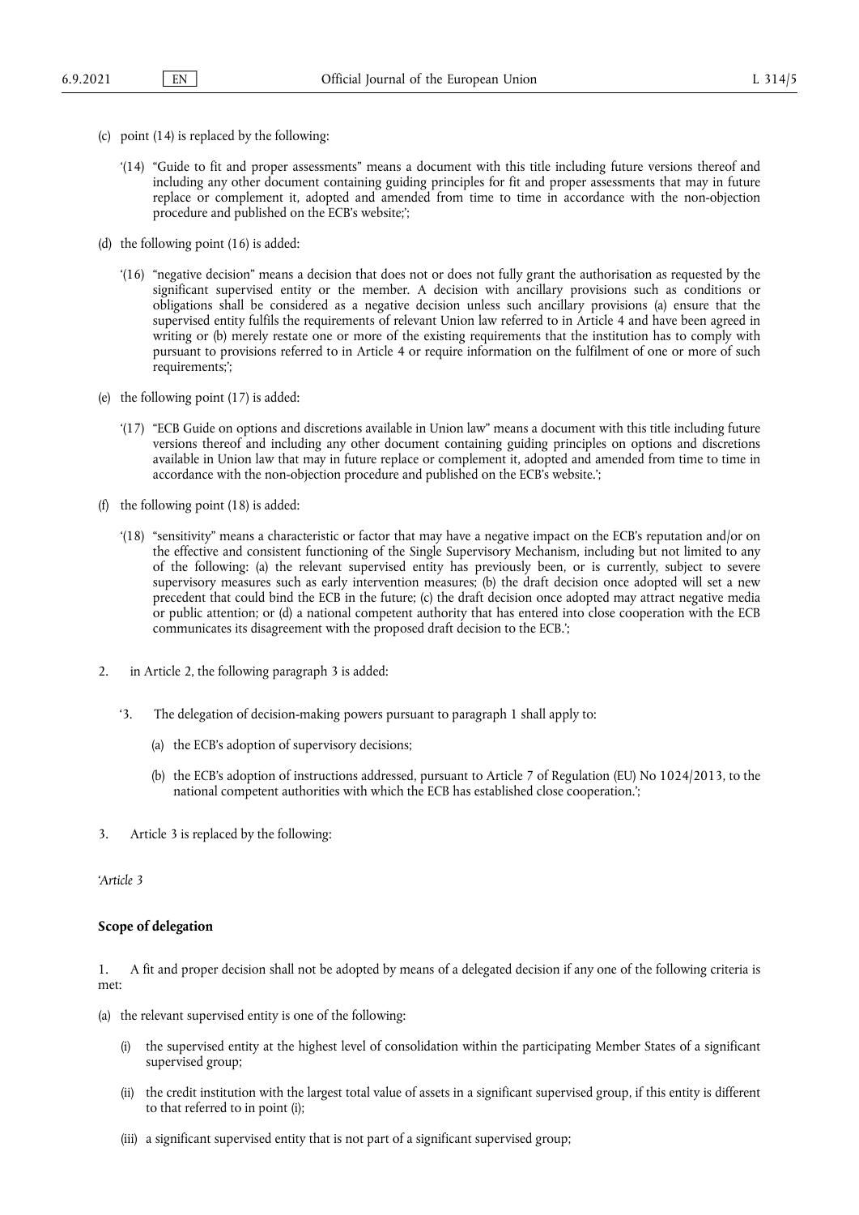(c) point (14) is replaced by the following:

‘(14) “Guide to fit and proper assessments” means a document with this title including future versions thereof and including any other document containing guiding principles for fit and proper assessments that may in future replace or complement it, adopted and amended from time to time in accordance with the non-objection procedure and published on the ECB’s website;’;

(d) the following point (16) is added:

‘(16) “negative decision” means a decision that does not or does not fully grant the authorisation as requested by the significant supervised entity or the member. A decision with ancillary provisions such as conditions or obligations shall be considered as a negative decision unless such ancillary provisions (a) ensure that the supervised entity fulfils the requirements of relevant Union law referred to in Article 4 and have been agreed in writing or (b) merely restate one or more of the existing requirements that the institution has to comply with pursuant to provisions referred to in Article 4 or require information on the fulfilment of one or more of such requirements;’;

(e) the following point (17) is added:

‘(17) “ECB Guide on options and discretions available in Union law” means a document with this title including future versions thereof and including any other document containing guiding principles on options and discretions available in Union law that may in future replace or complement it, adopted and amended from time to time in accordance with the non-objection procedure and published on the ECB’s website.’;

(f) the following point (18) is added:

‘(18) “sensitivity” means a characteristic or factor that may have a negative impact on the ECB’s reputation and/or on the effective and consistent functioning of the Single Supervisory Mechanism, including but not limited to any of the following: (a) the relevant supervised entity has previously been, or is currently, subject to severe supervisory measures such as early intervention measures; (b) the draft decision once adopted will set a new precedent that could bind the ECB in the future; (c) the draft decision once adopted may attract negative media or public attention; or (d) a national competent authority that has entered into close cooperation with the ECB communicates its disagreement with the proposed draft decision to the ECB.’;

2. in Article 2, the following paragraph 3 is added:

‘3. The delegation of decision-making powers pursuant to paragraph 1 shall apply to:

(a) the ECB’s adoption of supervisory decisions;

(b) the ECB’s adoption of instructions addressed, pursuant to Article 7 of Regulation (EU) No 1024/2013, to the national competent authorities with which the ECB has established close cooperation.’;

3. Article 3 is replaced by the following:

‘*Article 3*

**Scope of delegation**

1. A fit and proper decision shall not be adopted by means of a delegated decision if any one of the following criteria is met:

(a) the relevant supervised entity is one of the following:

(i) the supervised entity at the highest level of consolidation within the participating Member States of a significant supervised group;

(ii) the credit institution with the largest total value of assets in a significant supervised group, if this entity is different to that referred to in point (i);

(iii) a significant supervised entity that is not part of a significant supervised group;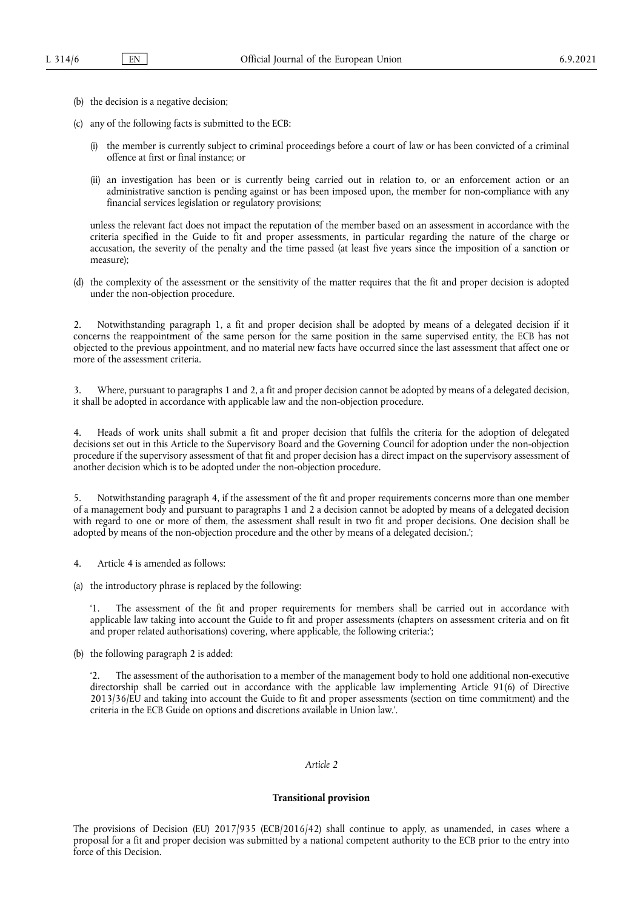(b) the decision is a negative decision;

(c) any of the following facts is submitted to the ECB:

(i) the member is currently subject to criminal proceedings before a court of law or has been convicted of a criminal offence at first or final instance; or

(ii) an investigation has been or is currently being carried out in relation to, or an enforcement action or an administrative sanction is pending against or has been imposed upon, the member for non-compliance with any financial services legislation or regulatory provisions;

unless the relevant fact does not impact the reputation of the member based on an assessment in accordance with the criteria specified in the Guide to fit and proper assessments, in particular regarding the nature of the charge or accusation, the severity of the penalty and the time passed (at least five years since the imposition of a sanction or measure);

(d) the complexity of the assessment or the sensitivity of the matter requires that the fit and proper decision is adopted under the non-objection procedure.

2. Notwithstanding paragraph 1, a fit and proper decision shall be adopted by means of a delegated decision if it concerns the reappointment of the same person for the same position in the same supervised entity, the ECB has not objected to the previous appointment, and no material new facts have occurred since the last assessment that affect one or more of the assessment criteria.

3. Where, pursuant to paragraphs 1 and 2, a fit and proper decision cannot be adopted by means of a delegated decision, it shall be adopted in accordance with applicable law and the non-objection procedure.

4. Heads of work units shall submit a fit and proper decision that fulfils the criteria for the adoption of delegated decisions set out in this Article to the Supervisory Board and the Governing Council for adoption under the non-objection procedure if the supervisory assessment of that fit and proper decision has a direct impact on the supervisory assessment of another decision which is to be adopted under the non-objection procedure.

5. Notwithstanding paragraph 4, if the assessment of the fit and proper requirements concerns more than one member of a management body and pursuant to paragraphs 1 and 2 a decision cannot be adopted by means of a delegated decision with regard to one or more of them, the assessment shall result in two fit and proper decisions. One decision shall be adopted by means of the non-objection procedure and the other by means of a delegated decision.';

4. Article 4 is amended as follows:

(a) the introductory phrase is replaced by the following:

'1. The assessment of the fit and proper requirements for members shall be carried out in accordance with applicable law taking into account the Guide to fit and proper assessments (chapters on assessment criteria and on fit and proper related authorisations) covering, where applicable, the following criteria:';

(b) the following paragraph 2 is added:

'2. The assessment of the authorisation to a member of the management body to hold one additional non-executive directorship shall be carried out in accordance with the applicable law implementing Article 91(6) of Directive 2013/36/EU and taking into account the Guide to fit and proper assessments (section on time commitment) and the criteria in the ECB Guide on options and discretions available in Union law.'.

*Article 2*

**Transitional provision**

The provisions of Decision (EU) 2017/935 (ECB/2016/42) shall continue to apply, as unamended, in cases where a proposal for a fit and proper decision was submitted by a national competent authority to the ECB prior to the entry into force of this Decision.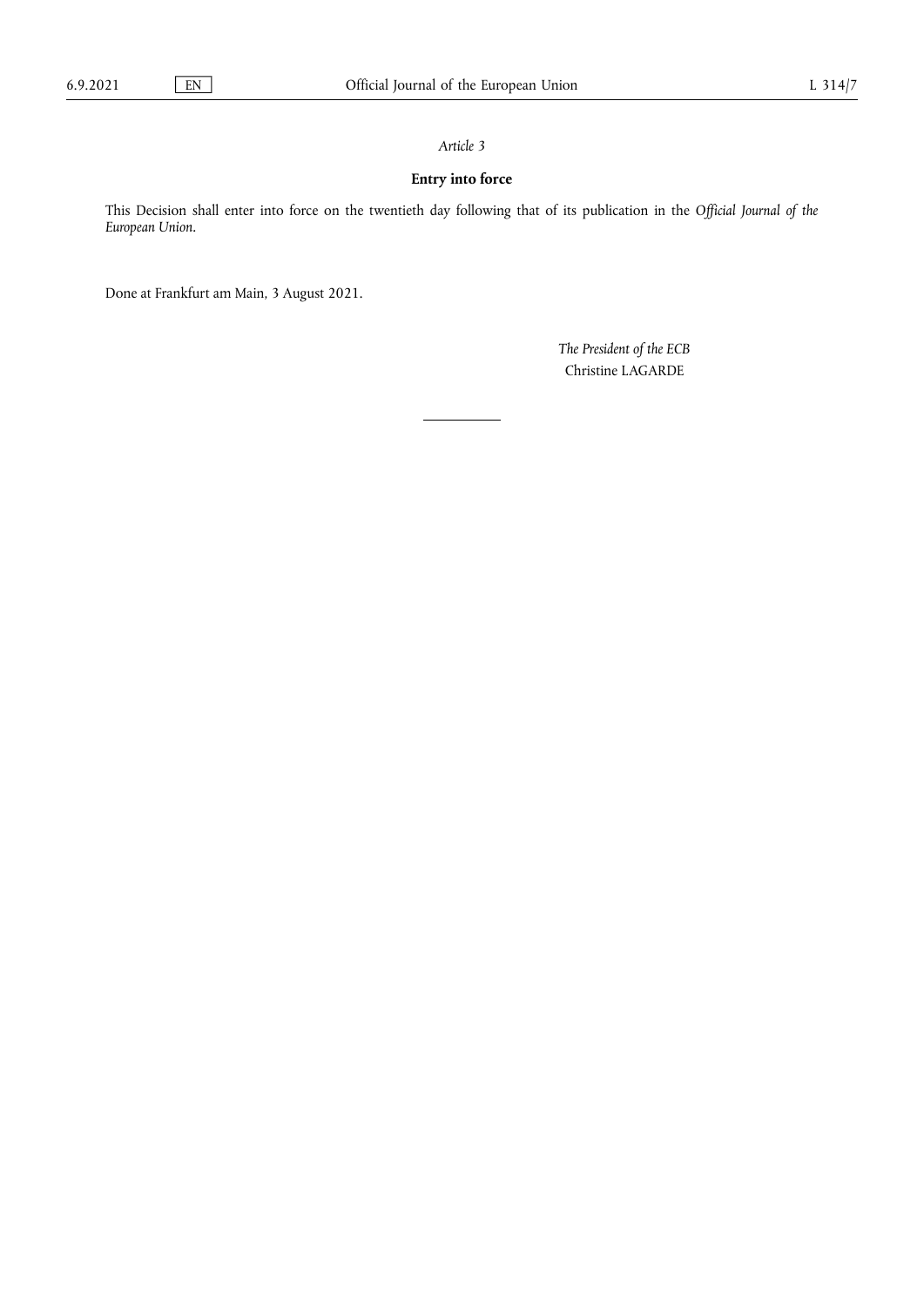*Article 3*

**Entry into force**

This Decision shall enter into force on the twentieth day following that of its publication in the *Official Journal of the European Union*.

Done at Frankfurt am Main, 3 August 2021.

*The President of the ECB*

Christine LAGARDE